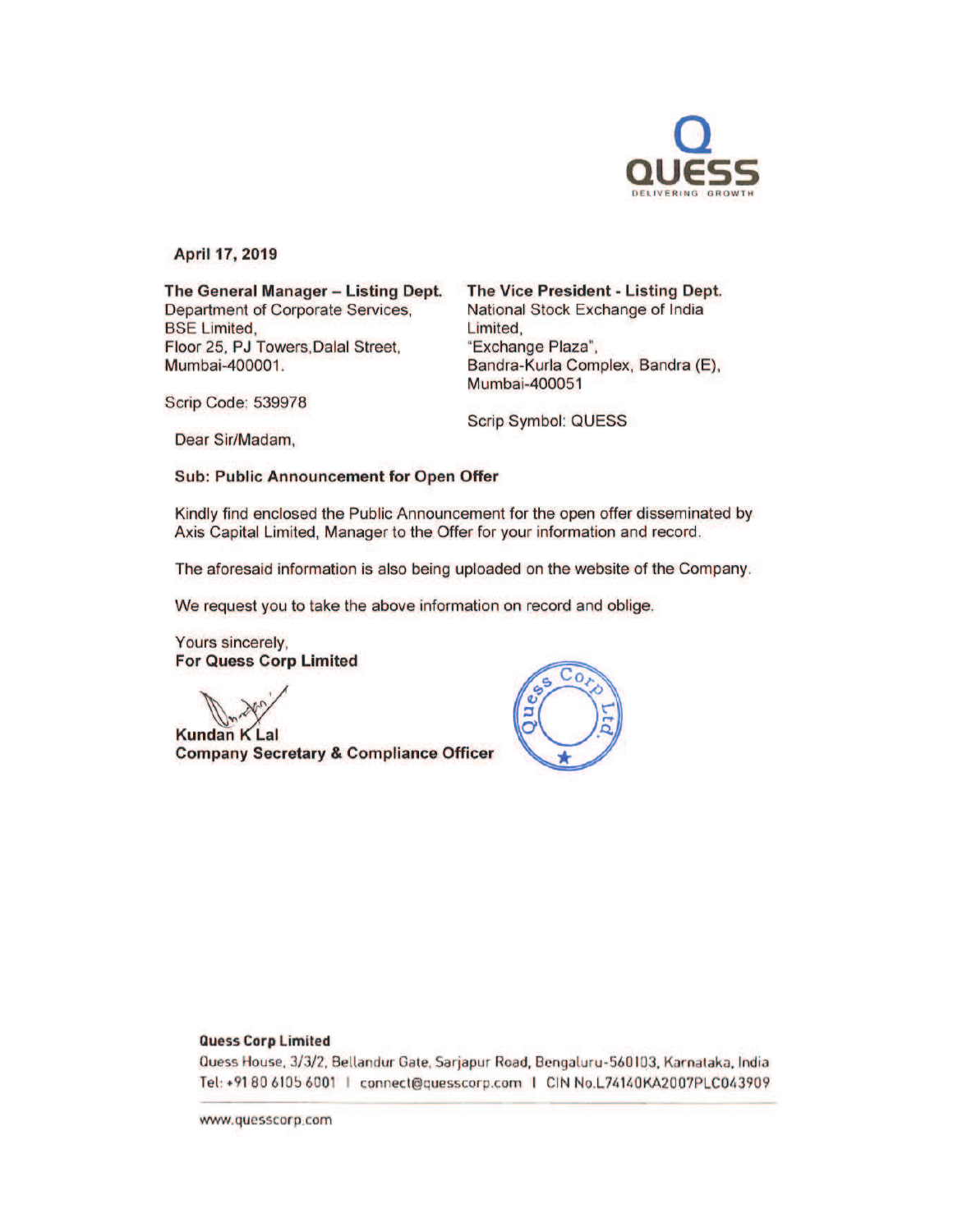April 17, 2019

**The General Manager – Listing Dept.**
Department of Corporate Services,
BSE Limited,
Floor 25, PJ Towers, Dalal Street,
Mumbai-400001.

Scrip Code: 539978

**The Vice President - Listing Dept.**
National Stock Exchange of India Limited,
"Exchange Plaza",
Bandra-Kurla Complex, Bandra (E),
Mumbai-400051

Scrip Symbol: QUESS

Dear Sir/Madam,

**Sub: Public Announcement for Open Offer**

Kindly find enclosed the Public Announcement for the open offer disseminated by Axis Capital Limited, Manager to the Offer for your information and record.

The aforesaid information is also being uploaded on the website of the Company.

We request you to take the above information on record and oblige.

Yours sincerely,
**For Quess Corp Limited**

**Kundan K Lal**
**Company Secretary & Compliance Officer**

**Quess Corp Limited**
Quess House, 3/3/2, Bellandur Gate, Sarjapur Road, Bengaluru-560103, Karnataka, India
Tel: +91 80 6105 6001 | connect@quesscorp.com | CIN No.L74140KA2007PLC043909

www.quesscorp.com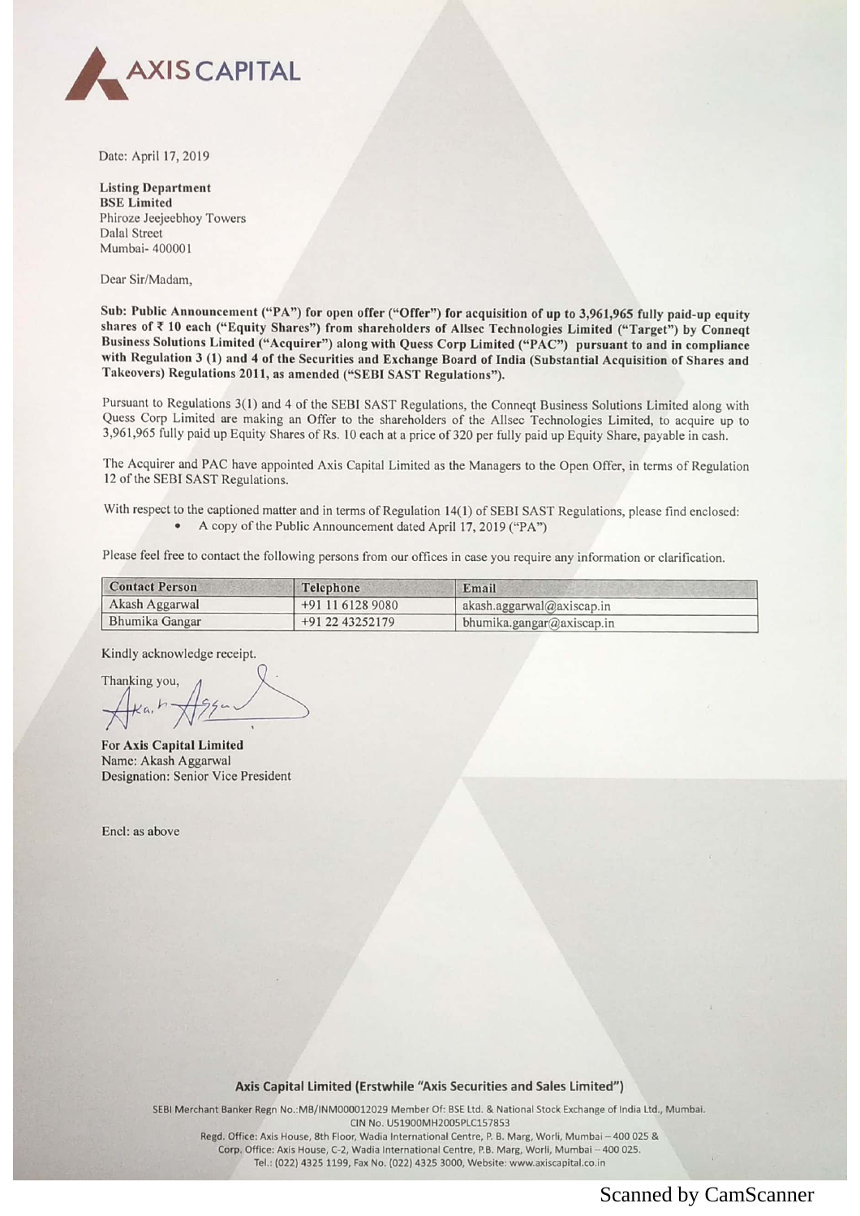**AXIS CAPITAL**

Date: April 17, 2019

**Listing Department**
**BSE Limited**
Phiroze Jeejeebhoy Towers
Dalal Street
Mumbai- 400001

Dear Sir/Madam,

**Sub: Public Announcement ("PA") for open offer ("Offer") for acquisition of up to 3,961,965 fully paid-up equity shares of ₹ 10 each ("Equity Shares") from shareholders of Allsec Technologies Limited ("Target") by Conneqt Business Solutions Limited ("Acquirer") along with Quess Corp Limited ("PAC") pursuant to and in compliance with Regulation 3 (1) and 4 of the Securities and Exchange Board of India (Substantial Acquisition of Shares and Takeovers) Regulations 2011, as amended ("SEBI SAST Regulations").**

Pursuant to Regulations 3(1) and 4 of the SEBI SAST Regulations, the Conneqt Business Solutions Limited along with Quess Corp Limited are making an Offer to the shareholders of the Allsec Technologies Limited, to acquire up to 3,961,965 fully paid up Equity Shares of Rs. 10 each at a price of 320 per fully paid up Equity Share, payable in cash.

The Acquirer and PAC have appointed Axis Capital Limited as the Managers to the Open Offer, in terms of Regulation 12 of the SEBI SAST Regulations.

With respect to the captioned matter and in terms of Regulation 14(1) of SEBI SAST Regulations, please find enclosed:

- A copy of the Public Announcement dated April 17, 2019 ("PA")

Please feel free to contact the following persons from our offices in case you require any information or clarification.

| Contact Person | Telephone | Email |
|---|---|---|
| Akash Aggarwal | +91 11 6128 9080 | akash.aggarwal@axiscap.in |
| Bhumika Gangar | +91 22 43252179 | bhumika.gangar@axiscap.in |

Kindly acknowledge receipt.

Thanking you,

**For Axis Capital Limited**
Name: Akash Aggarwal
Designation: Senior Vice President

Encl: as above

**Axis Capital Limited (Erstwhile "Axis Securities and Sales Limited")**

SEBI Merchant Banker Regn No.:MB/INM000012029 Member Of: BSE Ltd. & National Stock Exchange of India Ltd., Mumbai.
CIN No. U51900MH2005PLC157853
Regd. Office: Axis House, 8th Floor, Wadia International Centre, P. B. Marg, Worli, Mumbai – 400 025 &
Corp. Office: Axis House, C-2, Wadia International Centre, P.B. Marg, Worli, Mumbai – 400 025.
Tel.: (022) 4325 1199, Fax No. (022) 4325 3000, Website: www.axiscapital.co.in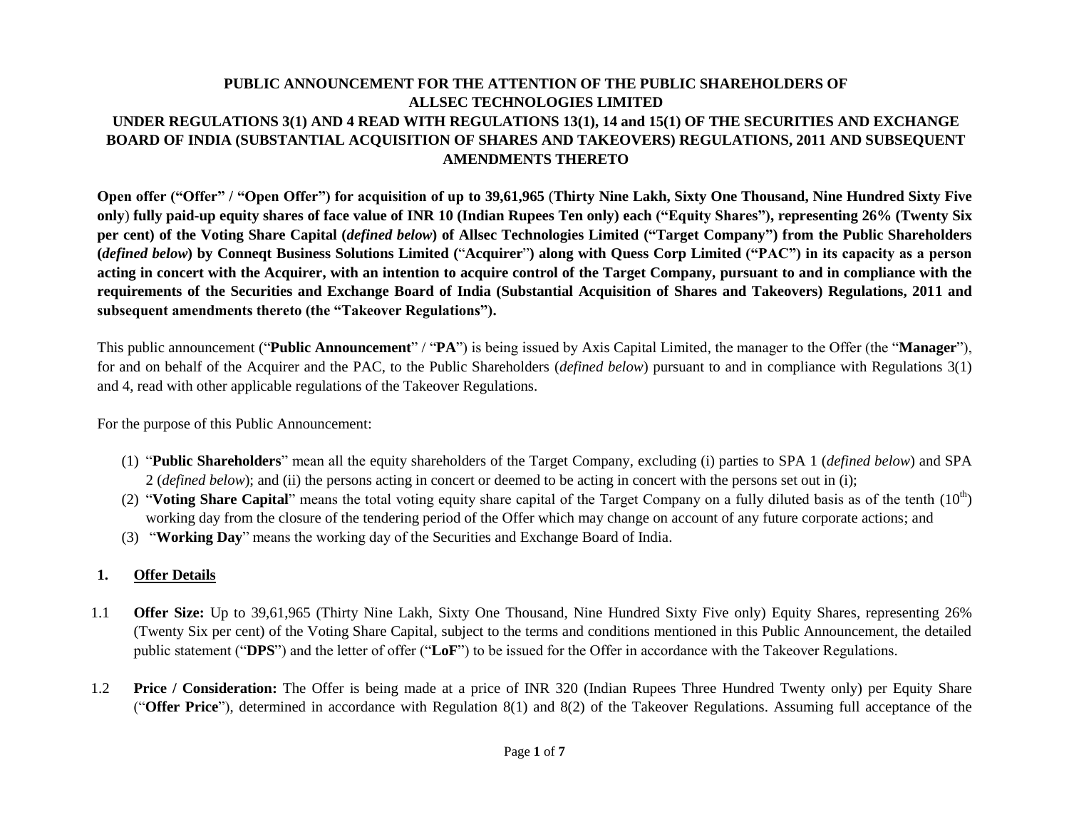**PUBLIC ANNOUNCEMENT FOR THE ATTENTION OF THE PUBLIC SHAREHOLDERS OF ALLSEC TECHNOLOGIES LIMITED**

**UNDER REGULATIONS 3(1) AND 4 READ WITH REGULATIONS 13(1), 14 and 15(1) OF THE SECURITIES AND EXCHANGE BOARD OF INDIA (SUBSTANTIAL ACQUISITION OF SHARES AND TAKEOVERS) REGULATIONS, 2011 AND SUBSEQUENT AMENDMENTS THERETO**

**Open offer ("Offer" / "Open Offer") for acquisition of up to 39,61,965 (Thirty Nine Lakh, Sixty One Thousand, Nine Hundred Sixty Five only) fully paid-up equity shares of face value of INR 10 (Indian Rupees Ten only) each ("Equity Shares"), representing 26% (Twenty Six per cent) of the Voting Share Capital (*defined below*) of Allsec Technologies Limited ("Target Company") from the Public Shareholders (*defined below*) by Conneqt Business Solutions Limited ("Acquirer") along with Quess Corp Limited ("PAC") in its capacity as a person acting in concert with the Acquirer, with an intention to acquire control of the Target Company, pursuant to and in compliance with the requirements of the Securities and Exchange Board of India (Substantial Acquisition of Shares and Takeovers) Regulations, 2011 and subsequent amendments thereto (the "Takeover Regulations").**

This public announcement ("**Public Announcement**" / "**PA**") is being issued by Axis Capital Limited, the manager to the Offer (the "**Manager**"), for and on behalf of the Acquirer and the PAC, to the Public Shareholders (*defined below*) pursuant to and in compliance with Regulations 3(1) and 4, read with other applicable regulations of the Takeover Regulations.

For the purpose of this Public Announcement:

(1) "**Public Shareholders**" mean all the equity shareholders of the Target Company, excluding (i) parties to SPA 1 (*defined below*) and SPA 2 (*defined below*); and (ii) the persons acting in concert or deemed to be acting in concert with the persons set out in (i);

(2) "**Voting Share Capital**" means the total voting equity share capital of the Target Company on a fully diluted basis as of the tenth (10th) working day from the closure of the tendering period of the Offer which may change on account of any future corporate actions; and

(3) "**Working Day**" means the working day of the Securities and Exchange Board of India.

## 1. Offer Details

1.1 **Offer Size:** Up to 39,61,965 (Thirty Nine Lakh, Sixty One Thousand, Nine Hundred Sixty Five only) Equity Shares, representing 26% (Twenty Six per cent) of the Voting Share Capital, subject to the terms and conditions mentioned in this Public Announcement, the detailed public statement ("**DPS**") and the letter of offer ("**LoF**") to be issued for the Offer in accordance with the Takeover Regulations.

1.2 **Price / Consideration:** The Offer is being made at a price of INR 320 (Indian Rupees Three Hundred Twenty only) per Equity Share ("**Offer Price**"), determined in accordance with Regulation 8(1) and 8(2) of the Takeover Regulations. Assuming full acceptance of the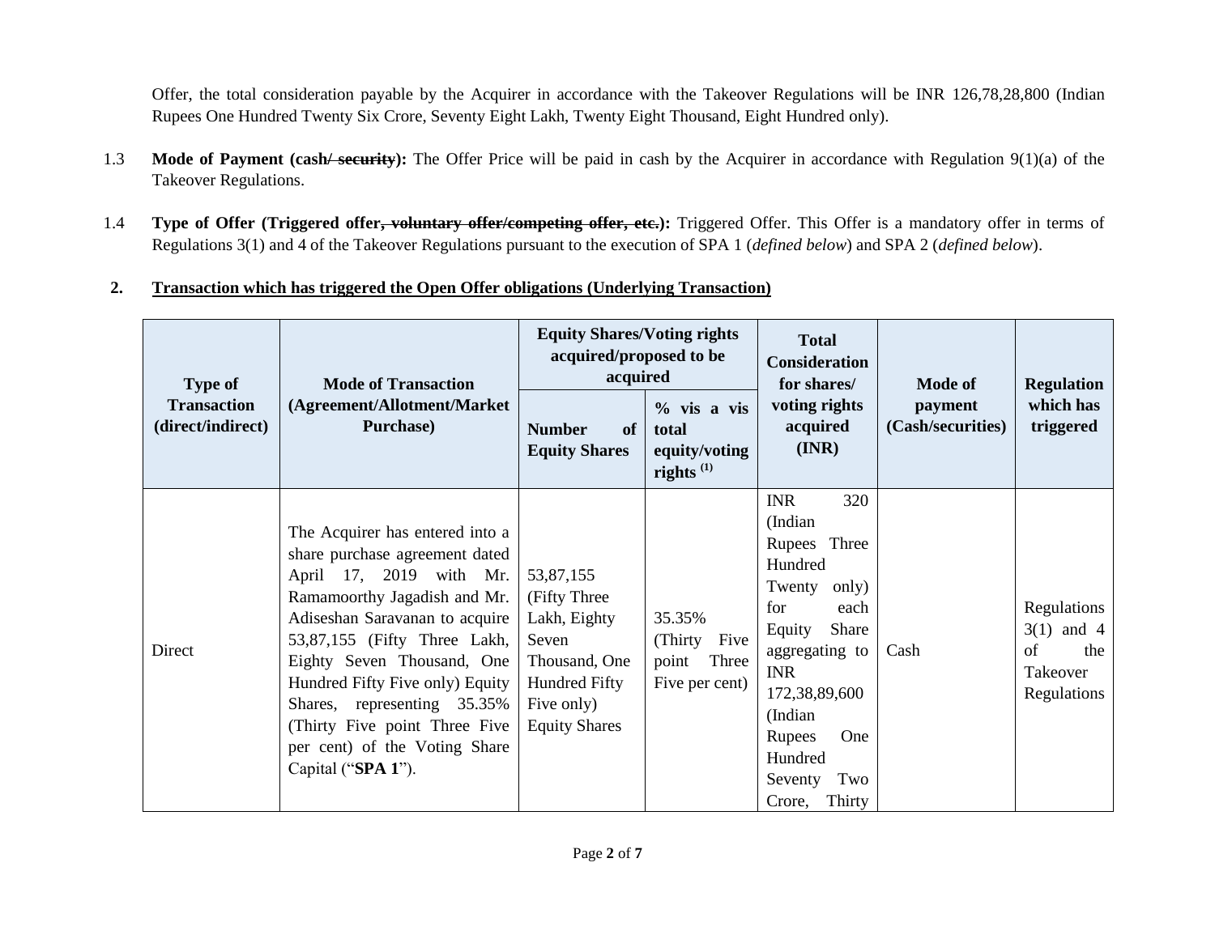Offer, the total consideration payable by the Acquirer in accordance with the Takeover Regulations will be INR 126,78,28,800 (Indian Rupees One Hundred Twenty Six Crore, Seventy Eight Lakh, Twenty Eight Thousand, Eight Hundred only).

1.3 **Mode of Payment (cash~~/ security~~):** The Offer Price will be paid in cash by the Acquirer in accordance with Regulation 9(1)(a) of the Takeover Regulations.

1.4 **Type of Offer (Triggered offer~~, voluntary offer/competing offer, etc.~~):** Triggered Offer. This Offer is a mandatory offer in terms of Regulations 3(1) and 4 of the Takeover Regulations pursuant to the execution of SPA 1 (*defined below*) and SPA 2 (*defined below*).

## 2. Transaction which has triggered the Open Offer obligations (Underlying Transaction)

| Type of Transaction (direct/indirect) | Mode of Transaction (Agreement/Allotment/Market Purchase) | Equity Shares/Voting rights acquired/proposed to be acquired | | Total Consideration for shares/ voting rights acquired (INR) | Mode of payment (Cash/securities) | Regulation which has triggered |
|---|---|---|---|---|---|---|
| | | Number of Equity Shares | % vis a vis total equity/voting rights [(1)] | | | |
| Direct | The Acquirer has entered into a share purchase agreement dated April 17, 2019 with Mr. Ramamoorthy Jagadish and Mr. Adiseshan Saravanan to acquire 53,87,155 (Fifty Three Lakh, Eighty Seven Thousand, One Hundred Fifty Five only) Equity Shares, representing 35.35% (Thirty Five point Three Five per cent) of the Voting Share Capital ("**SPA 1**"). | 53,87,155 (Fifty Three Lakh, Eighty Seven Thousand, One Hundred Fifty Five only) Equity Shares | 35.35% (Thirty Five point Three Five per cent) | INR 320 (Indian Rupees Three Hundred Twenty only) for each Equity Share aggregating to INR 172,38,89,600 (Indian Rupees One Hundred Seventy Two Crore, Thirty | Cash | Regulations 3(1) and 4 of the Takeover Regulations |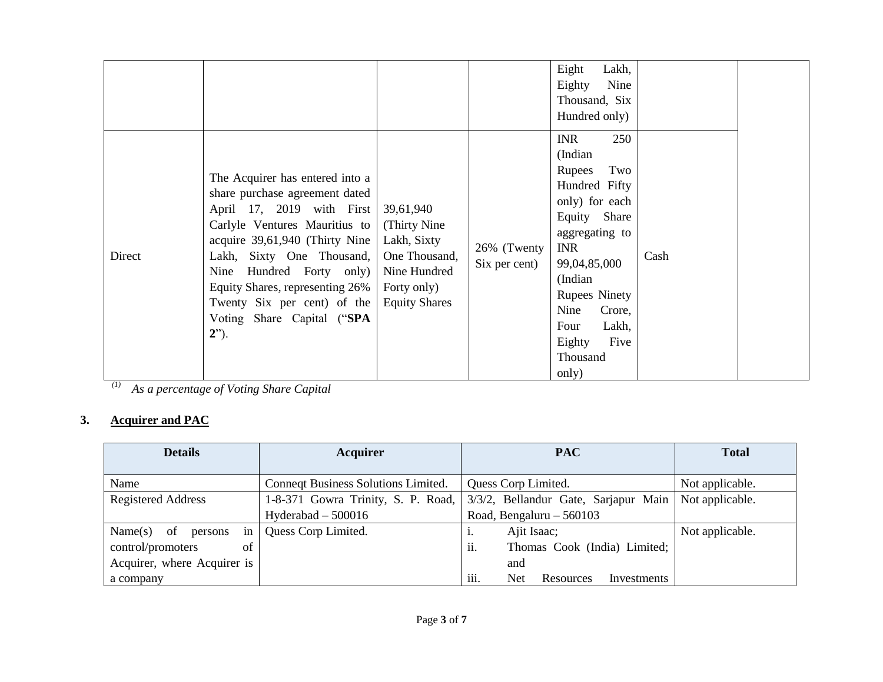| | | | | Eight Lakh, Eighty Nine Thousand, Six Hundred only) | | |
|---|---|---|---|---|---|---|
| Direct | The Acquirer has entered into a share purchase agreement dated April 17, 2019 with First Carlyle Ventures Mauritius to acquire 39,61,940 (Thirty Nine Lakh, Sixty One Thousand, Nine Hundred Forty only) Equity Shares, representing 26% Twenty Six per cent) of the Voting Share Capital ("**SPA 2**"). | 39,61,940 (Thirty Nine Lakh, Sixty One Thousand, Nine Hundred Forty only) Equity Shares | 26% (Twenty Six per cent) | INR 250 (Indian Rupees Two Hundred Fifty only) for each Equity Share aggregating to INR 99,04,85,000 (Indian Rupees Ninety Nine Crore, Four Lakh, Eighty Five Thousand only) | Cash | |

(1) *As a percentage of Voting Share Capital*

## 3. Acquirer and PAC

| Details | Acquirer | PAC | Total |
|---|---|---|---|
| Name | Conneqt Business Solutions Limited. | Quess Corp Limited. | Not applicable. |
| Registered Address | 1-8-371 Gowra Trinity, S. P. Road, Hyderabad – 500016 | 3/3/2, Bellandur Gate, Sarjapur Main Road, Bengaluru – 560103 | Not applicable. |
| Name(s) of persons in control/promoters of Acquirer, where Acquirer is a company | Quess Corp Limited. | i. Ajit Isaac; ii. Thomas Cook (India) Limited; and iii. Net Resources Investments | Not applicable. |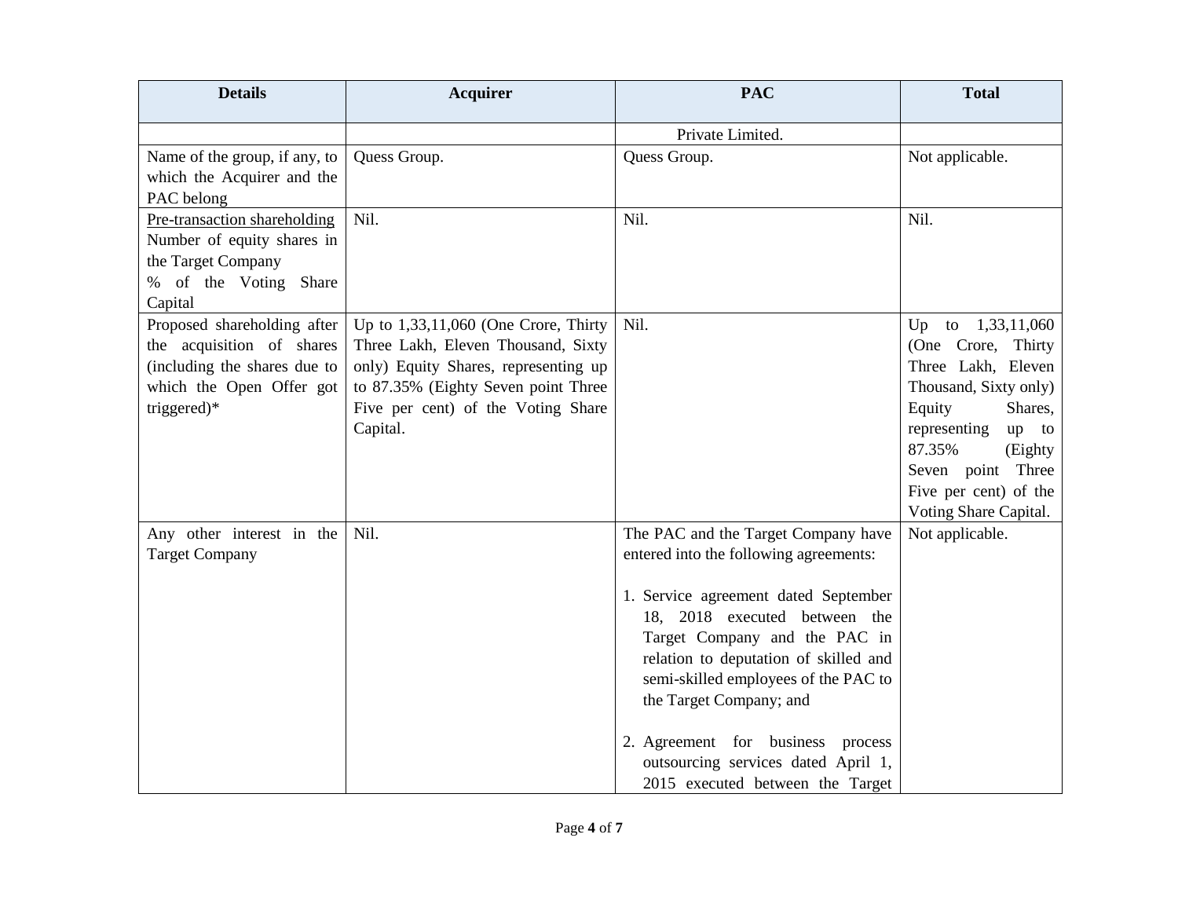| Details | Acquirer | PAC | Total |
|---|---|---|---|
| | | Private Limited. | |
| Name of the group, if any, to which the Acquirer and the PAC belong | Quess Group. | Quess Group. | Not applicable. |
| Pre-transaction shareholding<br>Number of equity shares in the Target Company<br>% of the Voting Share Capital | Nil. | Nil. | Nil. |
| Proposed shareholding after the acquisition of shares (including the shares due to which the Open Offer got triggered)* | Up to 1,33,11,060 (One Crore, Thirty Three Lakh, Eleven Thousand, Sixty only) Equity Shares, representing up to 87.35% (Eighty Seven point Three Five per cent) of the Voting Share Capital. | Nil. | Up to 1,33,11,060 (One Crore, Thirty Three Lakh, Eleven Thousand, Sixty only) Equity Shares, representing up to 87.35% (Eighty Seven point Three Five per cent) of the Voting Share Capital. |
| Any other interest in the Target Company | Nil. | The PAC and the Target Company have entered into the following agreements:<br><br>1. Service agreement dated September 18, 2018 executed between the Target Company and the PAC in relation to deputation of skilled and semi-skilled employees of the PAC to the Target Company; and<br><br>2. Agreement for business process outsourcing services dated April 1, 2015 executed between the Target | Not applicable. |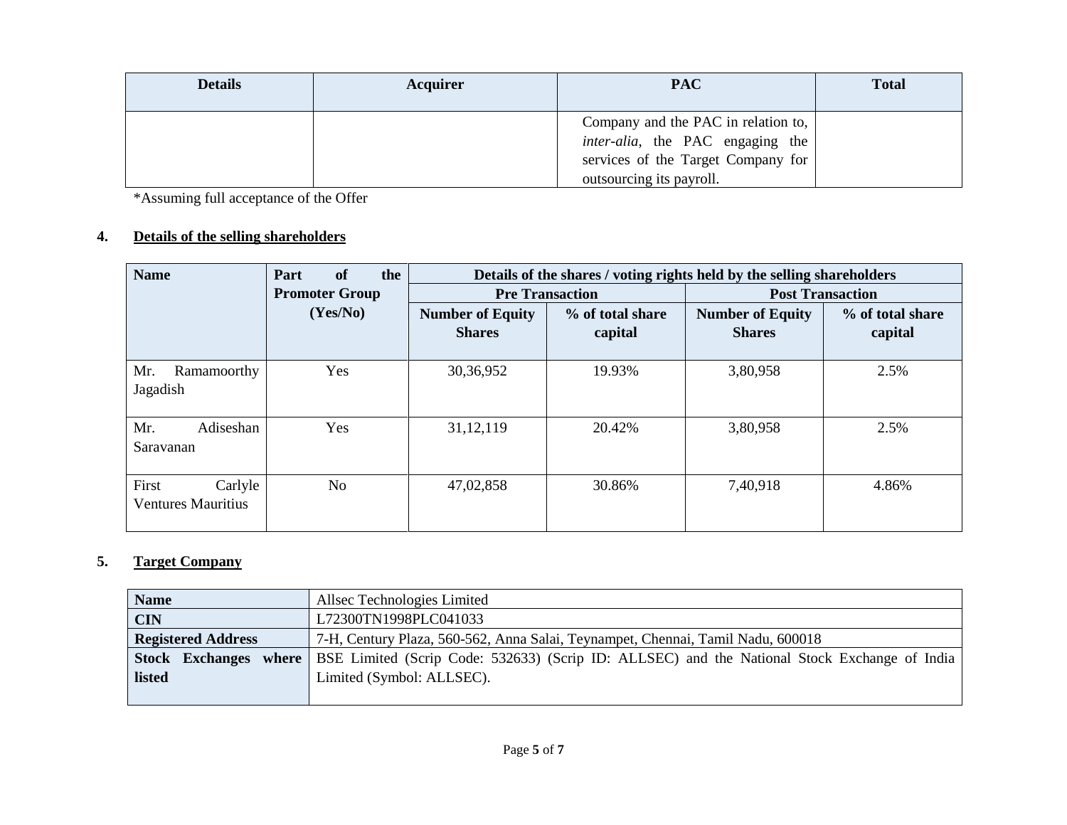| Details | Acquirer | PAC | Total |
|---|---|---|---|
| | | Company and the PAC in relation to, *inter-alia*, the PAC engaging the services of the Target Company for outsourcing its payroll. | |

*Assuming full acceptance of the Offer

## 4. Details of the selling shareholders

| Name | Part of the Promoter Group (Yes/No) | Details of the shares / voting rights held by the selling shareholders | | | |
|---|---|---|---|---|---|
| | | Pre Transaction | | Post Transaction | |
| | | Number of Equity Shares | % of total share capital | Number of Equity Shares | % of total share capital |
| Mr. Ramamoorthy Jagadish | Yes | 30,36,952 | 19.93% | 3,80,958 | 2.5% |
| Mr. Adiseshan Saravanan | Yes | 31,12,119 | 20.42% | 3,80,958 | 2.5% |
| First Carlyle Ventures Mauritius | No | 47,02,858 | 30.86% | 7,40,918 | 4.86% |

## 5. Target Company

| Name | Allsec Technologies Limited |
|---|---|
| CIN | L72300TN1998PLC041033 |
| Registered Address | 7-H, Century Plaza, 560-562, Anna Salai, Teynampet, Chennai, Tamil Nadu, 600018 |
| Stock Exchanges where listed | BSE Limited (Scrip Code: 532633) (Scrip ID: ALLSEC) and the National Stock Exchange of India Limited (Symbol: ALLSEC). |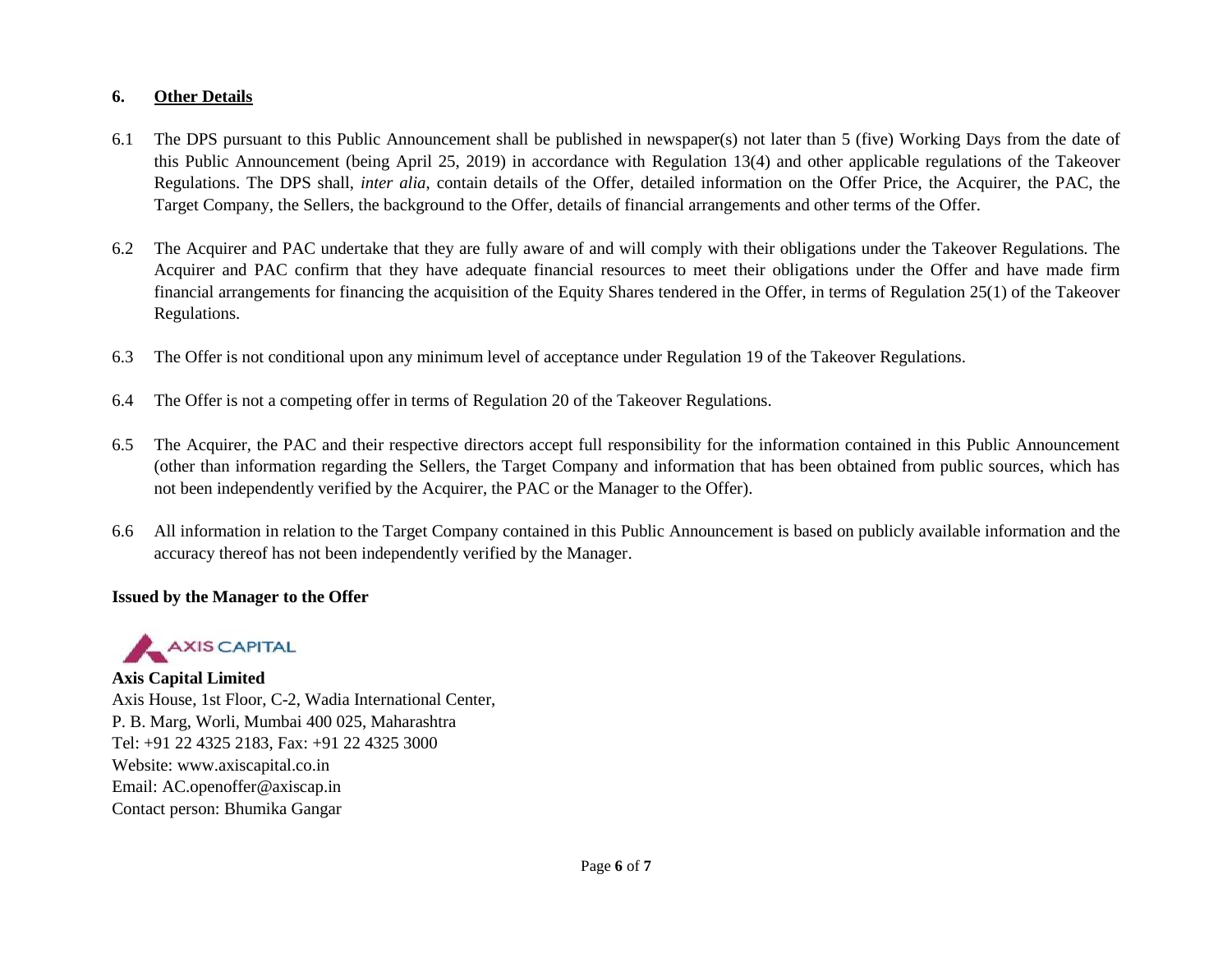## 6. Other Details

6.1 The DPS pursuant to this Public Announcement shall be published in newspaper(s) not later than 5 (five) Working Days from the date of this Public Announcement (being April 25, 2019) in accordance with Regulation 13(4) and other applicable regulations of the Takeover Regulations. The DPS shall, *inter alia*, contain details of the Offer, detailed information on the Offer Price, the Acquirer, the PAC, the Target Company, the Sellers, the background to the Offer, details of financial arrangements and other terms of the Offer.

6.2 The Acquirer and PAC undertake that they are fully aware of and will comply with their obligations under the Takeover Regulations. The Acquirer and PAC confirm that they have adequate financial resources to meet their obligations under the Offer and have made firm financial arrangements for financing the acquisition of the Equity Shares tendered in the Offer, in terms of Regulation 25(1) of the Takeover Regulations.

6.3 The Offer is not conditional upon any minimum level of acceptance under Regulation 19 of the Takeover Regulations.

6.4 The Offer is not a competing offer in terms of Regulation 20 of the Takeover Regulations.

6.5 The Acquirer, the PAC and their respective directors accept full responsibility for the information contained in this Public Announcement (other than information regarding the Sellers, the Target Company and information that has been obtained from public sources, which has not been independently verified by the Acquirer, the PAC or the Manager to the Offer).

6.6 All information in relation to the Target Company contained in this Public Announcement is based on publicly available information and the accuracy thereof has not been independently verified by the Manager.

**Issued by the Manager to the Offer**

AXIS CAPITAL

**Axis Capital Limited**
Axis House, 1st Floor, C-2, Wadia International Center,
P. B. Marg, Worli, Mumbai 400 025, Maharashtra
Tel: +91 22 4325 2183, Fax: +91 22 4325 3000
Website: www.axiscapital.co.in
Email: AC.openoffer@axiscap.in
Contact person: Bhumika Gangar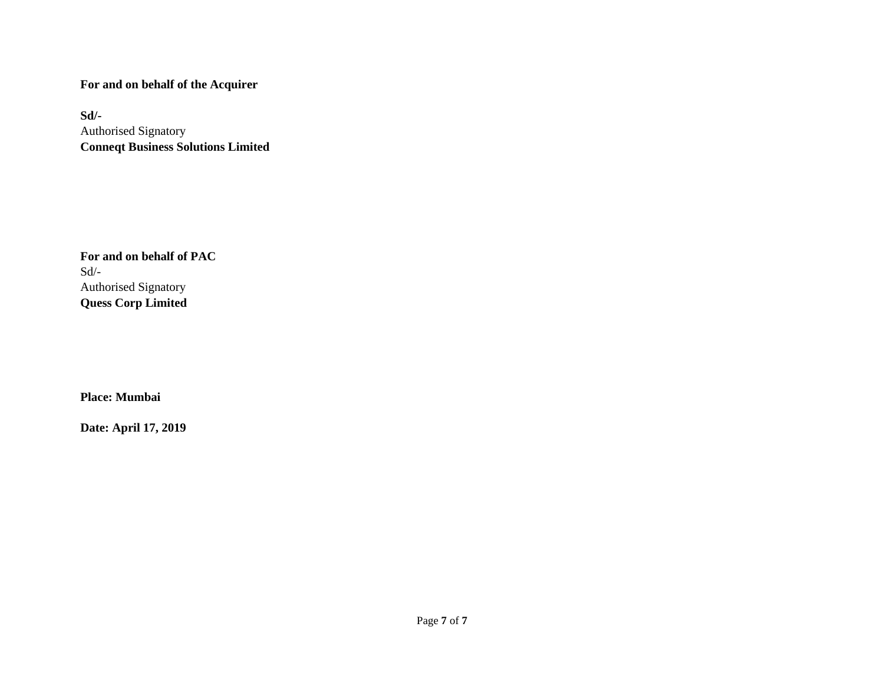**For and on behalf of the Acquirer**

**Sd/-**
Authorised Signatory
**Conneqt Business Solutions Limited**

**For and on behalf of PAC**
Sd/-
Authorised Signatory
**Quess Corp Limited**

**Place: Mumbai**

**Date: April 17, 2019**